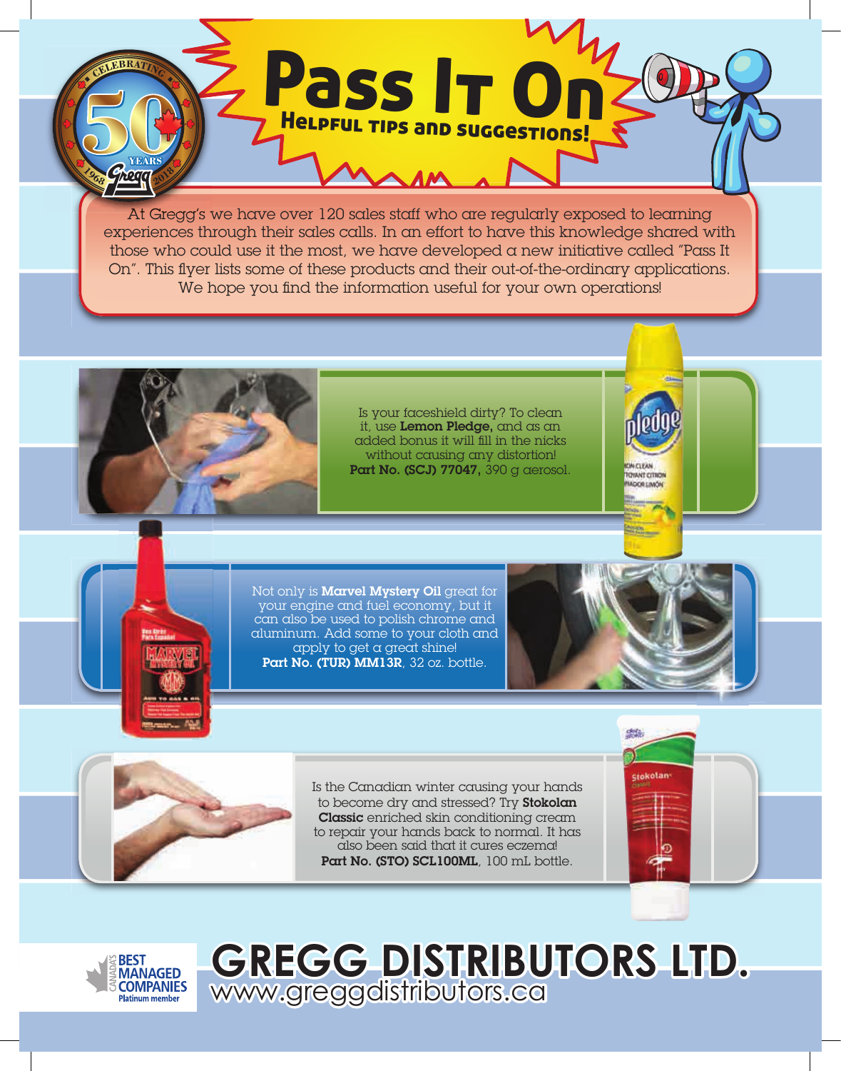# Pass It On

## Helpful tips and suggestions!

At Gregg's we have over 120 sales staff who are regularly exposed to learning experiences through their sales calls. In an effort to have this knowledge shared with those who could use it the most, we have developed a new initiative called "Pass It On". This flyer lists some of these products and their out-of-the-ordinary applications. We hope you find the information useful for your own operations!

Is your faceshield dirty? To clean it, use **Lemon Pledge,** and as an added bonus it will fill in the nicks without causing any distortion!
**Part No. (SCJ) 77047,** 390 g aerosol.

Not only is **Marvel Mystery Oil** great for your engine and fuel economy, but it can also be used to polish chrome and aluminum. Add some to your cloth and apply to get a great shine!
**Part No. (TUR) MM13R**, 32 oz. bottle.

Is the Canadian winter causing your hands to become dry and stressed? Try **Stokolan Classic** enriched skin conditioning cream to repair your hands back to normal. It has also been said that it cures eczema!
**Part No. (STO) SCL100ML**, 100 mL bottle.

Canada's Best Managed Companies – Platinum member

# GREGG DISTRIBUTORS LTD.

www.greggdistributors.ca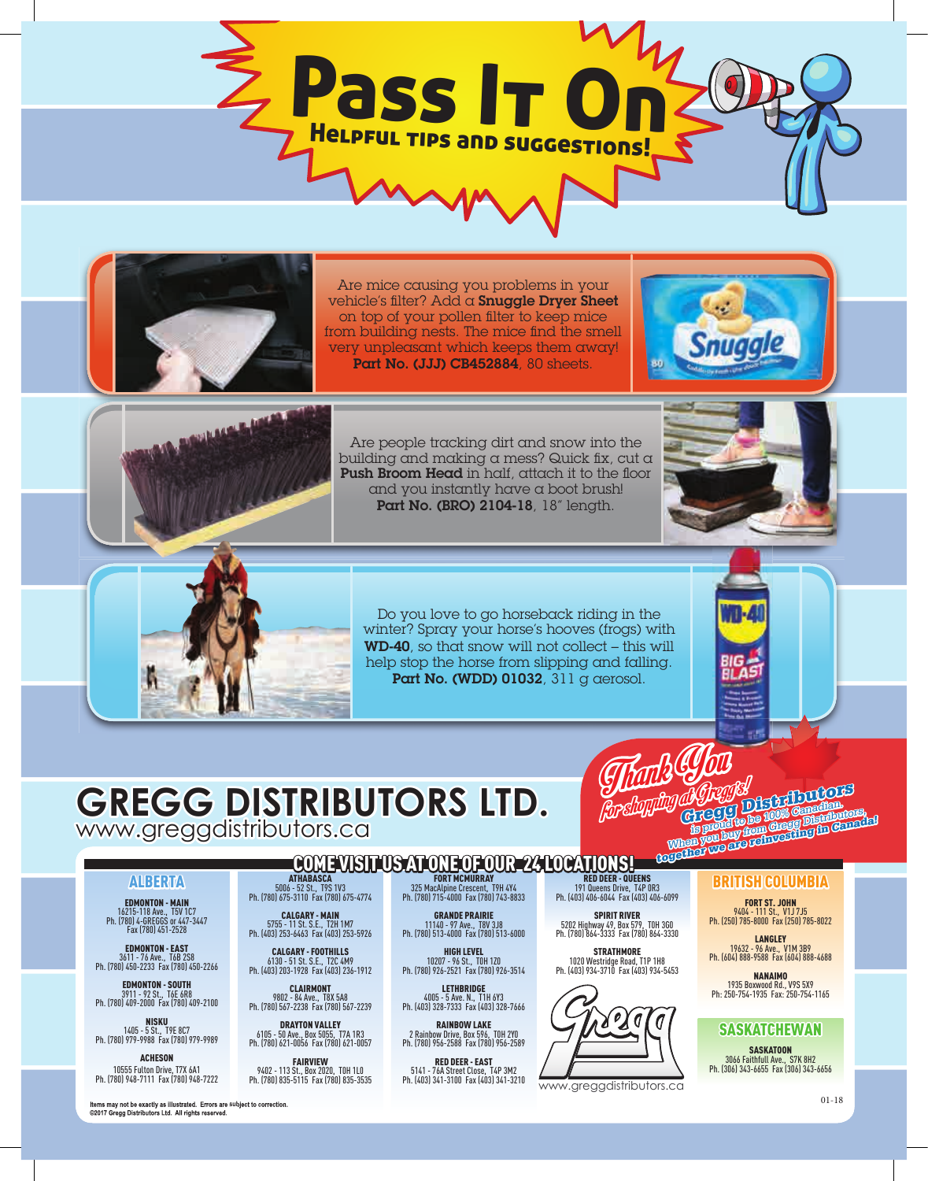# Pass It On

## Helpful tips and suggestions!

Are mice causing you problems in your vehicle's filter? Add a **Snuggle Dryer Sheet** on top of your pollen filter to keep mice from building nests. The mice find the smell very unpleasant which keeps them away! **Part No. (JJJ) CB452884**, 80 sheets.

Are people tracking dirt and snow into the building and making a mess? Quick fix, cut a **Push Broom Head** in half, attach it to the floor and you instantly have a boot brush! **Part No. (BRO) 2104-18**, 18" length.

Do you love to go horseback riding in the winter? Spray your horse's hooves (frogs) with **WD-40**, so that snow will not collect – this will help stop the horse from slipping and falling. **Part No. (WDD) 01032**, 311 g aerosol.

# GREGG DISTRIBUTORS LTD.

www.greggdistributors.ca

*Thank You for shopping at Gregg's!*

**Gregg Distributors** is proud to be 100% Canadian. When you buy from Gregg Distributors, together we are reinvesting in Canada!

## COME VISIT US AT ONE OF OUR 24 LOCATIONS!

### ALBERTA

**EDMONTON - MAIN**
16215-118 Ave., T5V 1C7
Ph. (780) 4-GREGGS or 447-3447
Fax (780) 451-2528

**EDMONTON - EAST**
3611 - 76 Ave., T6B 2S8
Ph. (780) 450-2233 Fax (780) 450-2266

**EDMONTON - SOUTH**
3911 - 92 St., T6E 6R8
Ph. (780) 409-2000 Fax (780) 409-2100

**NISKU**
1405 - 5 St., T9E 8C7
Ph. (780) 979-9988 Fax (780) 979-9989

**ACHESON**
10555 Fulton Drive, T7X 6A1
Ph. (780) 948-7111 Fax (780) 948-7222

**ATHABASCA**
5006 - 52 St., T9S 1V3
Ph. (780) 675-3110 Fax (780) 675-4774

**CALGARY - MAIN**
5755 - 11 St. S.E., T2H 1M7
Ph. (403) 253-6463 Fax (403) 253-5926

**CALGARY - FOOTHILLS**
6130 - 51 St. S.E., T2C 4M9
Ph. (403) 203-1928 Fax (403) 236-1912

**CLAIRMONT**
9802 - 84 Ave., T8X 5A8
Ph. (780) 567-2238 Fax (780) 567-2239

**DRAYTON VALLEY**
6105 - 50 Ave., Box 5055, T7A 1R3
Ph. (780) 621-0056 Fax (780) 621-0057

**FAIRVIEW**
9402 - 113 St., Box 2020, T0H 1L0
Ph. (780) 835-5115 Fax (780) 835-3535

**FORT MCMURRAY**
325 MacAlpine Crescent, T9H 4Y4
Ph. (780) 715-4000 Fax (780) 743-8833

**GRANDE PRAIRIE**
11140 - 97 Ave., T8V 3J8
Ph. (780) 513-4000 Fax (780) 513-6000

**HIGH LEVEL**
10207 - 96 St., T0H 1Z0
Ph. (780) 926-2521 Fax (780) 926-3514

**LETHBRIDGE**
4005 - 5 Ave. N., T1H 6Y3
Ph. (403) 328-7333 Fax (403) 328-7666

**RAINBOW LAKE**
2 Rainbow Drive, Box 596, T0H 2Y0
Ph. (780) 956-2588 Fax (780) 956-2589

**RED DEER - EAST**
5141 - 76A Street Close, T4P 3M2
Ph. (403) 341-3100 Fax (403) 341-3210

**RED DEER - QUEENS**
191 Queens Drive, T4P 0R3
Ph. (403) 406-6044 Fax (403) 406-6099

**SPIRIT RIVER**
5202 Highway 49, Box 579, T0H 3G0
Ph. (780) 864-3333 Fax (780) 864-3330

**STRATHMORE**
1020 Westridge Road, T1P 1H8
Ph. (403) 934-3710 Fax (403) 934-5453

www.greggdistributors.ca

### BRITISH COLUMBIA

**FORT ST. JOHN**
9404 - 111 St., V1J 7J5
Ph. (250) 785-8000 Fax (250) 785-8022

**LANGLEY**
19632 - 96 Ave., V1M 3B9
Ph. (604) 888-9588 Fax (604) 888-4688

**NANAIMO**
1935 Boxwood Rd., V9S 5X9
Ph: 250-754-1935 Fax: 250-754-1165

### SASKATCHEWAN

**SASKATOON**
3066 Faithfull Ave., S7K 8H2
Ph. (306) 343-6655 Fax (306) 343-6656

Items may not be exactly as illustrated. Errors are subject to correction.
©2017 Gregg Distributors Ltd. All rights reserved.

01-18